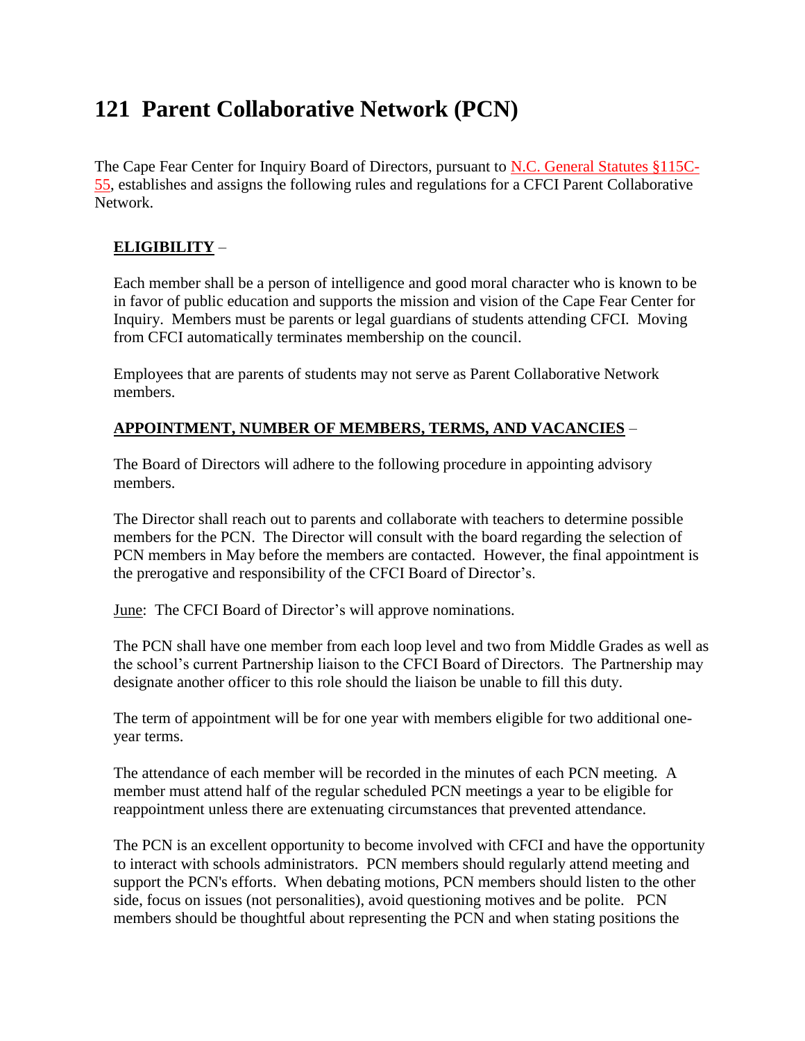# 121 Parent Collaborative Network (PCN)

The Cape Fear Center for Inquiry Board of Directors, pursuant to N.C. General Statutes §115C-55, establishes and assigns the following rules and regulations for a CFCI Parent Collaborative Network.

**ELIGIBILITY** –

Each member shall be a person of intelligence and good moral character who is known to be in favor of public education and supports the mission and vision of the Cape Fear Center for Inquiry. Members must be parents or legal guardians of students attending CFCI. Moving from CFCI automatically terminates membership on the council.

Employees that are parents of students may not serve as Parent Collaborative Network members.

**APPOINTMENT, NUMBER OF MEMBERS, TERMS, AND VACANCIES** –

The Board of Directors will adhere to the following procedure in appointing advisory members.

The Director shall reach out to parents and collaborate with teachers to determine possible members for the PCN. The Director will consult with the board regarding the selection of PCN members in May before the members are contacted. However, the final appointment is the prerogative and responsibility of the CFCI Board of Director's.

June: The CFCI Board of Director's will approve nominations.

The PCN shall have one member from each loop level and two from Middle Grades as well as the school's current Partnership liaison to the CFCI Board of Directors. The Partnership may designate another officer to this role should the liaison be unable to fill this duty.

The term of appointment will be for one year with members eligible for two additional one-year terms.

The attendance of each member will be recorded in the minutes of each PCN meeting. A member must attend half of the regular scheduled PCN meetings a year to be eligible for reappointment unless there are extenuating circumstances that prevented attendance.

The PCN is an excellent opportunity to become involved with CFCI and have the opportunity to interact with schools administrators. PCN members should regularly attend meeting and support the PCN's efforts. When debating motions, PCN members should listen to the other side, focus on issues (not personalities), avoid questioning motives and be polite. PCN members should be thoughtful about representing the PCN and when stating positions the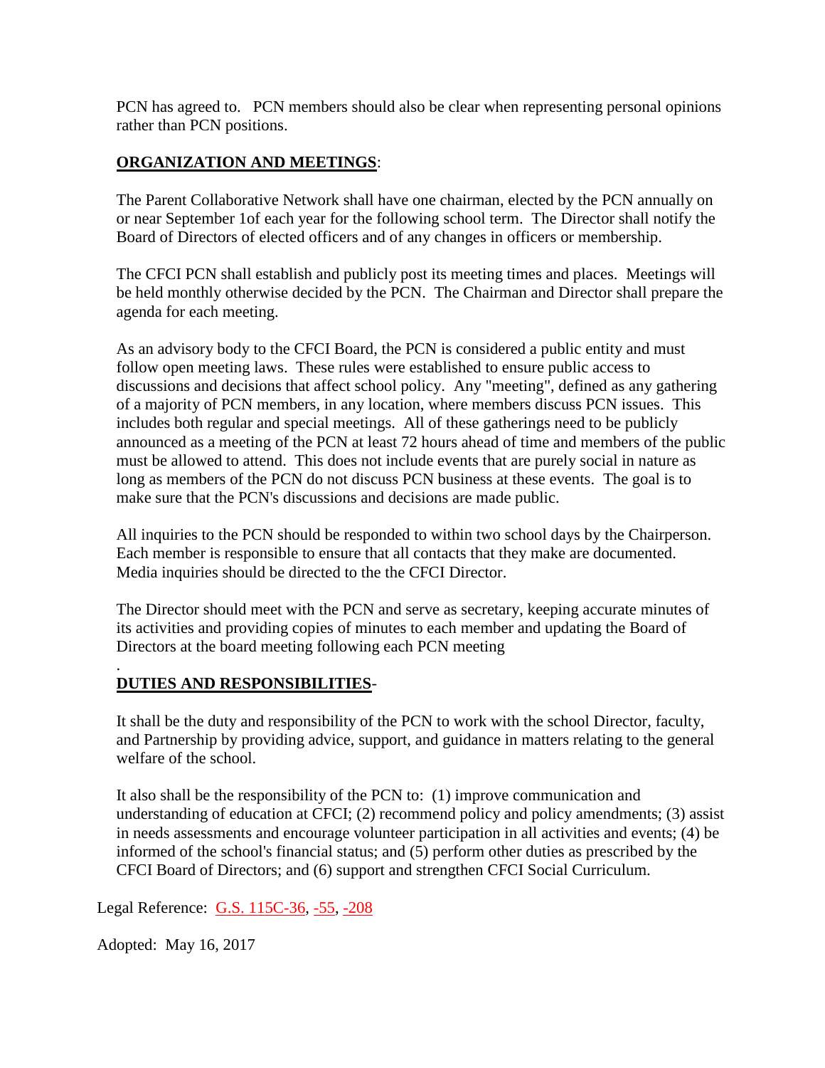PCN has agreed to. PCN members should also be clear when representing personal opinions rather than PCN positions.

**ORGANIZATION AND MEETINGS**:

The Parent Collaborative Network shall have one chairman, elected by the PCN annually on or near September 1of each year for the following school term. The Director shall notify the Board of Directors of elected officers and of any changes in officers or membership.

The CFCI PCN shall establish and publicly post its meeting times and places. Meetings will be held monthly otherwise decided by the PCN. The Chairman and Director shall prepare the agenda for each meeting.

As an advisory body to the CFCI Board, the PCN is considered a public entity and must follow open meeting laws. These rules were established to ensure public access to discussions and decisions that affect school policy. Any "meeting", defined as any gathering of a majority of PCN members, in any location, where members discuss PCN issues. This includes both regular and special meetings. All of these gatherings need to be publicly announced as a meeting of the PCN at least 72 hours ahead of time and members of the public must be allowed to attend. This does not include events that are purely social in nature as long as members of the PCN do not discuss PCN business at these events. The goal is to make sure that the PCN's discussions and decisions are made public.

All inquiries to the PCN should be responded to within two school days by the Chairperson. Each member is responsible to ensure that all contacts that they make are documented. Media inquiries should be directed to the the CFCI Director.

The Director should meet with the PCN and serve as secretary, keeping accurate minutes of its activities and providing copies of minutes to each member and updating the Board of Directors at the board meeting following each PCN meeting

.

**DUTIES AND RESPONSIBILITIES**-

It shall be the duty and responsibility of the PCN to work with the school Director, faculty, and Partnership by providing advice, support, and guidance in matters relating to the general welfare of the school.

It also shall be the responsibility of the PCN to: (1) improve communication and understanding of education at CFCI; (2) recommend policy and policy amendments; (3) assist in needs assessments and encourage volunteer participation in all activities and events; (4) be informed of the school's financial status; and (5) perform other duties as prescribed by the CFCI Board of Directors; and (6) support and strengthen CFCI Social Curriculum.

Legal Reference: G.S. 115C-36, -55, -208

Adopted: May 16, 2017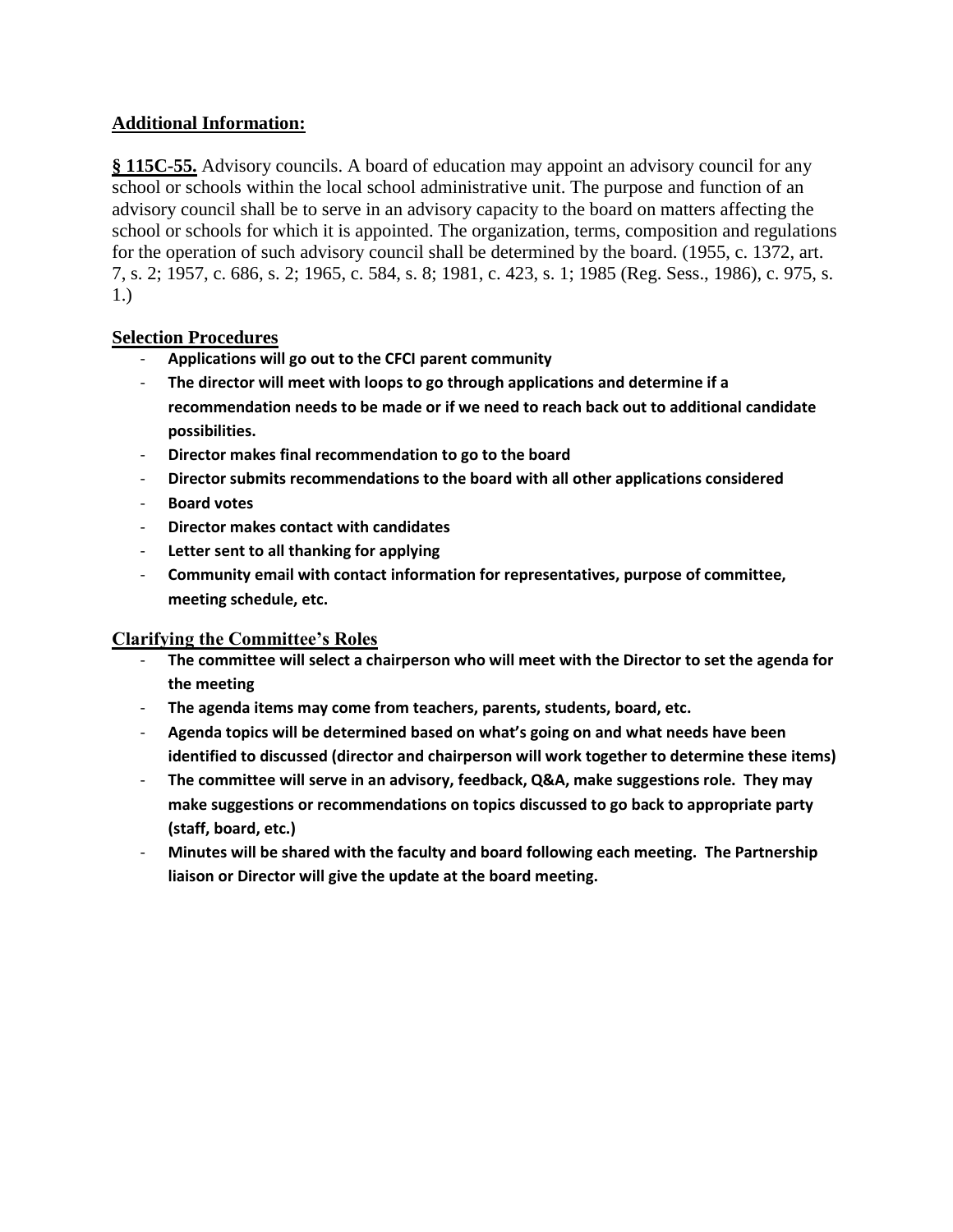## Additional Information:

**§ 115C-55.** Advisory councils. A board of education may appoint an advisory council for any school or schools within the local school administrative unit. The purpose and function of an advisory council shall be to serve in an advisory capacity to the board on matters affecting the school or schools for which it is appointed. The organization, terms, composition and regulations for the operation of such advisory council shall be determined by the board. (1955, c. 1372, art. 7, s. 2; 1957, c. 686, s. 2; 1965, c. 584, s. 8; 1981, c. 423, s. 1; 1985 (Reg. Sess., 1986), c. 975, s. 1.)

### Selection Procedures

- **Applications will go out to the CFCI parent community**
- **The director will meet with loops to go through applications and determine if a recommendation needs to be made or if we need to reach back out to additional candidate possibilities.**
- **Director makes final recommendation to go to the board**
- **Director submits recommendations to the board with all other applications considered**
- **Board votes**
- **Director makes contact with candidates**
- **Letter sent to all thanking for applying**
- **Community email with contact information for representatives, purpose of committee, meeting schedule, etc.**

### Clarifying the Committee's Roles

- **The committee will select a chairperson who will meet with the Director to set the agenda for the meeting**
- **The agenda items may come from teachers, parents, students, board, etc.**
- **Agenda topics will be determined based on what's going on and what needs have been identified to discussed (director and chairperson will work together to determine these items)**
- **The committee will serve in an advisory, feedback, Q&A, make suggestions role. They may make suggestions or recommendations on topics discussed to go back to appropriate party (staff, board, etc.)**
- **Minutes will be shared with the faculty and board following each meeting. The Partnership liaison or Director will give the update at the board meeting.**